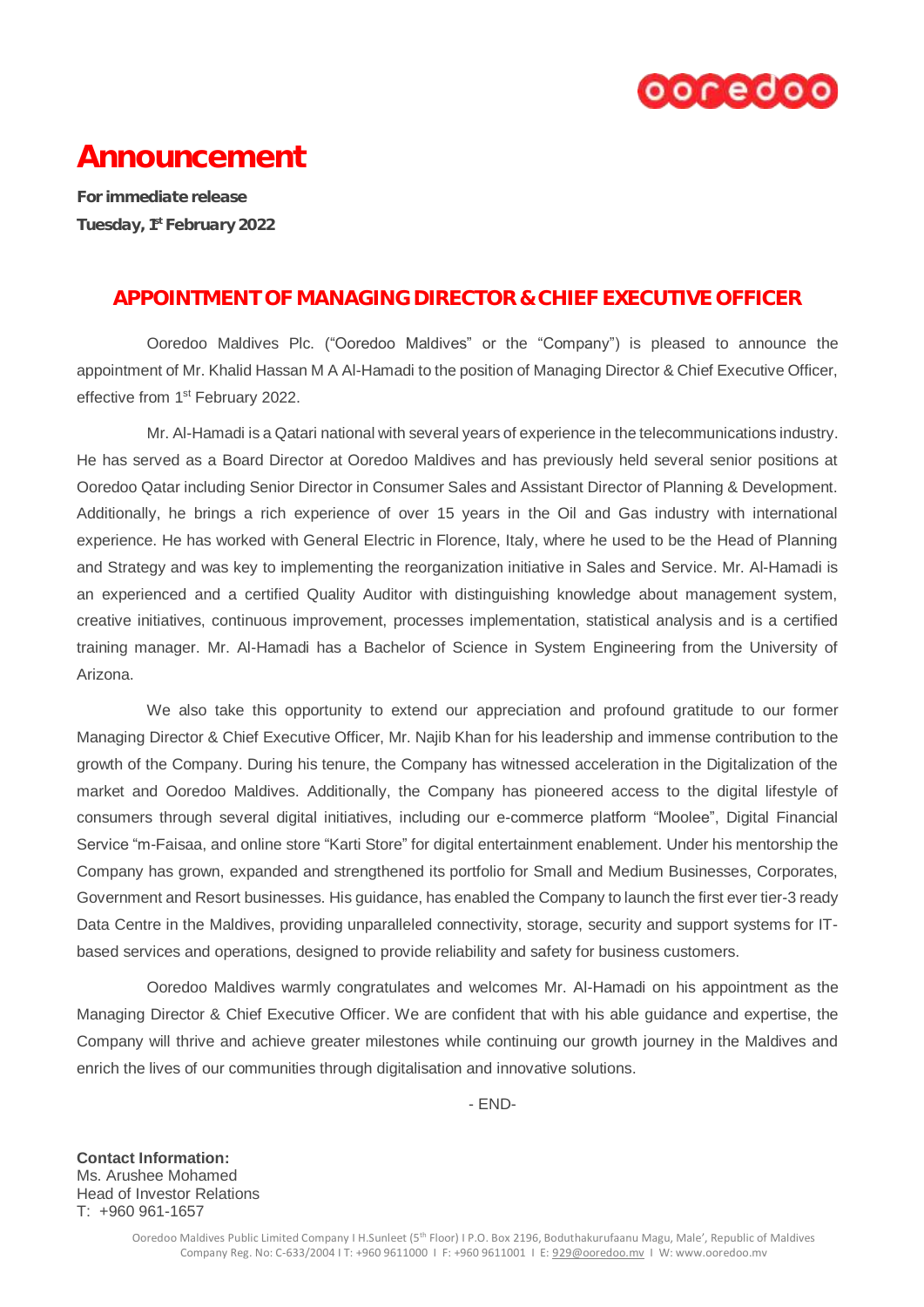# Announcement

**For immediate release**
**Tuesday, 1st February 2022**

## APPOINTMENT OF MANAGING DIRECTOR & CHIEF EXECUTIVE OFFICER

Ooredoo Maldives Plc. ("Ooredoo Maldives" or the "Company") is pleased to announce the appointment of Mr. Khalid Hassan M A Al-Hamadi to the position of Managing Director & Chief Executive Officer, effective from 1st February 2022.

Mr. Al-Hamadi is a Qatari national with several years of experience in the telecommunications industry. He has served as a Board Director at Ooredoo Maldives and has previously held several senior positions at Ooredoo Qatar including Senior Director in Consumer Sales and Assistant Director of Planning & Development. Additionally, he brings a rich experience of over 15 years in the Oil and Gas industry with international experience. He has worked with General Electric in Florence, Italy, where he used to be the Head of Planning and Strategy and was key to implementing the reorganization initiative in Sales and Service. Mr. Al-Hamadi is an experienced and a certified Quality Auditor with distinguishing knowledge about management system, creative initiatives, continuous improvement, processes implementation, statistical analysis and is a certified training manager. Mr. Al-Hamadi has a Bachelor of Science in System Engineering from the University of Arizona.

We also take this opportunity to extend our appreciation and profound gratitude to our former Managing Director & Chief Executive Officer, Mr. Najib Khan for his leadership and immense contribution to the growth of the Company. During his tenure, the Company has witnessed acceleration in the Digitalization of the market and Ooredoo Maldives. Additionally, the Company has pioneered access to the digital lifestyle of consumers through several digital initiatives, including our e-commerce platform "Moolee", Digital Financial Service "m-Faisaa, and online store "Karti Store" for digital entertainment enablement. Under his mentorship the Company has grown, expanded and strengthened its portfolio for Small and Medium Businesses, Corporates, Government and Resort businesses. His guidance, has enabled the Company to launch the first ever tier-3 ready Data Centre in the Maldives, providing unparalleled connectivity, storage, security and support systems for IT-based services and operations, designed to provide reliability and safety for business customers.

Ooredoo Maldives warmly congratulates and welcomes Mr. Al-Hamadi on his appointment as the Managing Director & Chief Executive Officer. We are confident that with his able guidance and expertise, the Company will thrive and achieve greater milestones while continuing our growth journey in the Maldives and enrich the lives of our communities through digitalisation and innovative solutions.

- END-

**Contact Information:**
Ms. Arushee Mohamed
Head of Investor Relations
T: +960 961-1657

Ooredoo Maldives Public Limited Company I H.Sunleet (5th Floor) I P.O. Box 2196, Boduthakurufaanu Magu, Male', Republic of Maldives
Company Reg. No: C-633/2004 I T: +960 9611000 I F: +960 9611001 I E: 929@ooredoo.mv I W: www.ooredoo.mv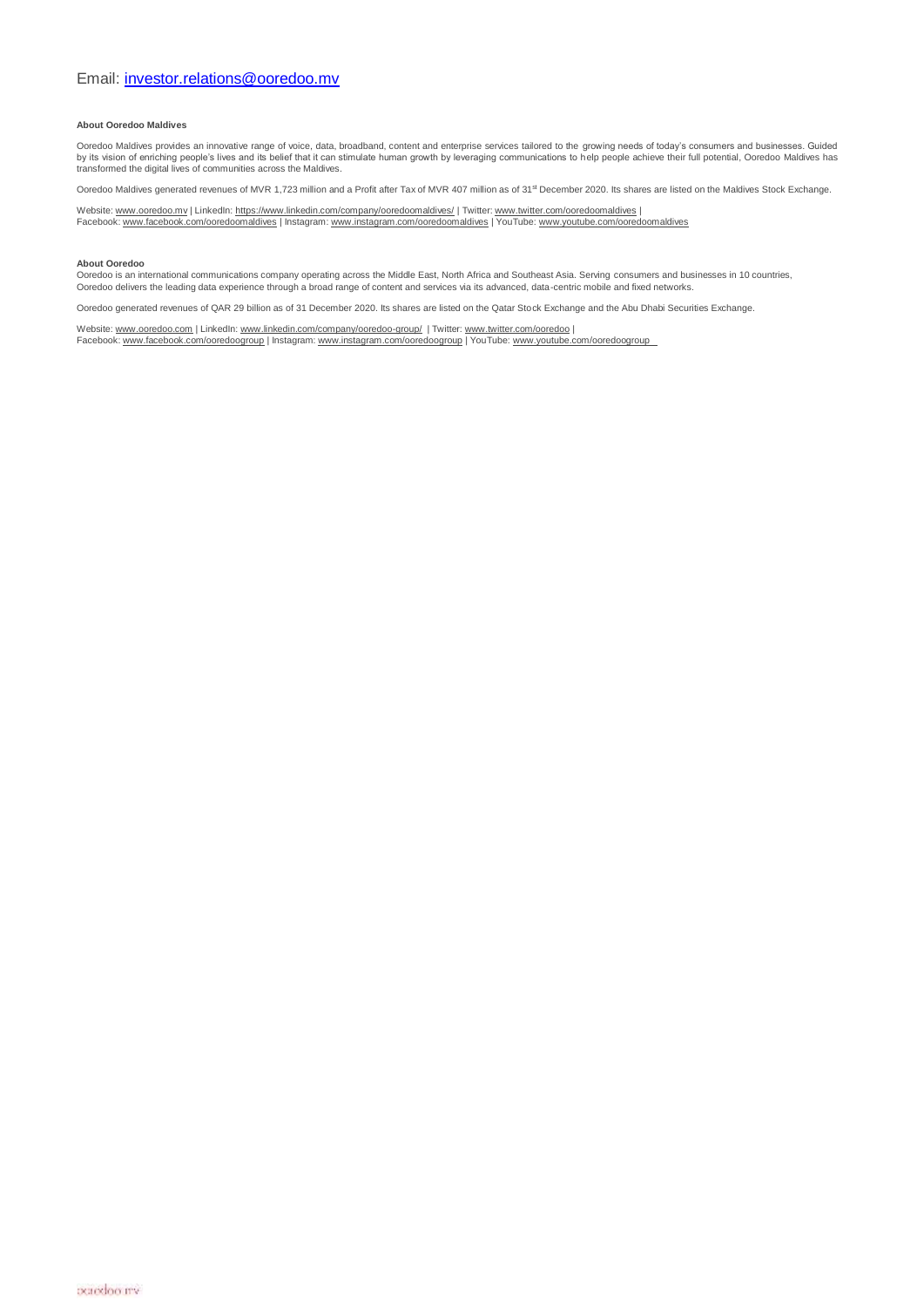Email: [investor.relations@ooredoo.mv](mailto:investor.relations@ooredoo.mv)

**About Ooredoo Maldives**

Ooredoo Maldives provides an innovative range of voice, data, broadband, content and enterprise services tailored to the growing needs of today's consumers and businesses. Guided by its vision of enriching people's lives and its belief that it can stimulate human growth by leveraging communications to help people achieve their full potential, Ooredoo Maldives has transformed the digital lives of communities across the Maldives.

Ooredoo Maldives generated revenues of MVR 1,723 million and a Profit after Tax of MVR 407 million as of 31st December 2020. Its shares are listed on the Maldives Stock Exchange.

Website: www.ooredoo.mv | LinkedIn: https://www.linkedin.com/company/ooredoomaldives/ | Twitter: www.twitter.com/ooredoomaldives | Facebook: www.facebook.com/ooredoomaldives | Instagram: www.instagram.com/ooredoomaldives | YouTube: www.youtube.com/ooredoomaldives

**About Ooredoo**

Ooredoo is an international communications company operating across the Middle East, North Africa and Southeast Asia. Serving consumers and businesses in 10 countries, Ooredoo delivers the leading data experience through a broad range of content and services via its advanced, data-centric mobile and fixed networks.

Ooredoo generated revenues of QAR 29 billion as of 31 December 2020. Its shares are listed on the Qatar Stock Exchange and the Abu Dhabi Securities Exchange.

Website: www.ooredoo.com | LinkedIn: www.linkedin.com/company/ooredoo-group/ | Twitter: www.twitter.com/ooredoo | Facebook: www.facebook.com/ooredoogroup | Instagram: www.instagram.com/ooredoogroup | YouTube: www.youtube.com/ooredoogroup